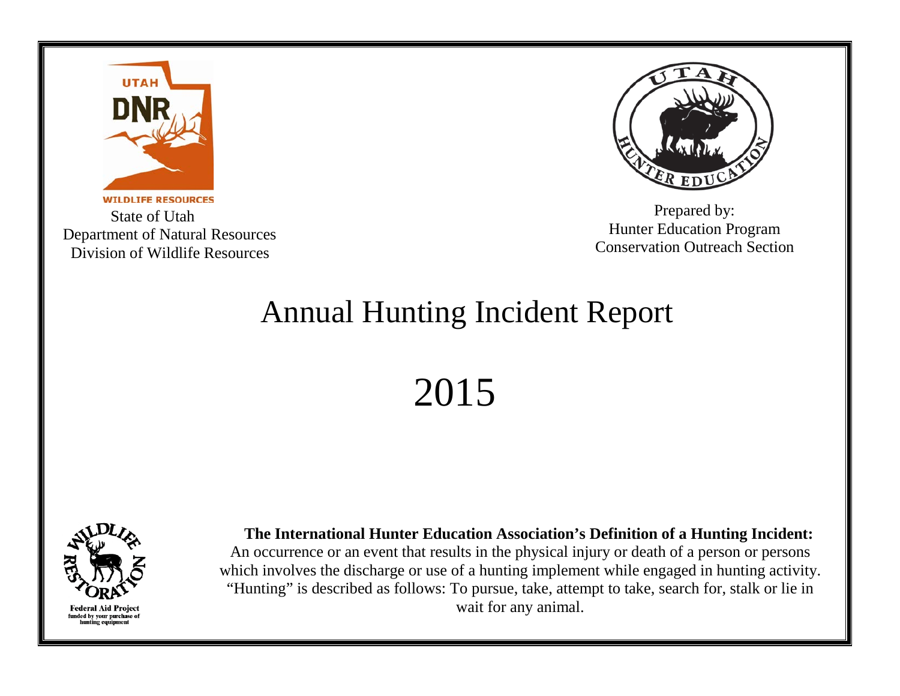State of Utah
Department of Natural Resources
Division of Wildlife Resources

Prepared by:
Hunter Education Program
Conservation Outreach Section

# Annual Hunting Incident Report

# 2015

**The International Hunter Education Association's Definition of a Hunting Incident:**
An occurrence or an event that results in the physical injury or death of a person or persons which involves the discharge or use of a hunting implement while engaged in hunting activity. "Hunting" is described as follows: To pursue, take, attempt to take, search for, stalk or lie in wait for any animal.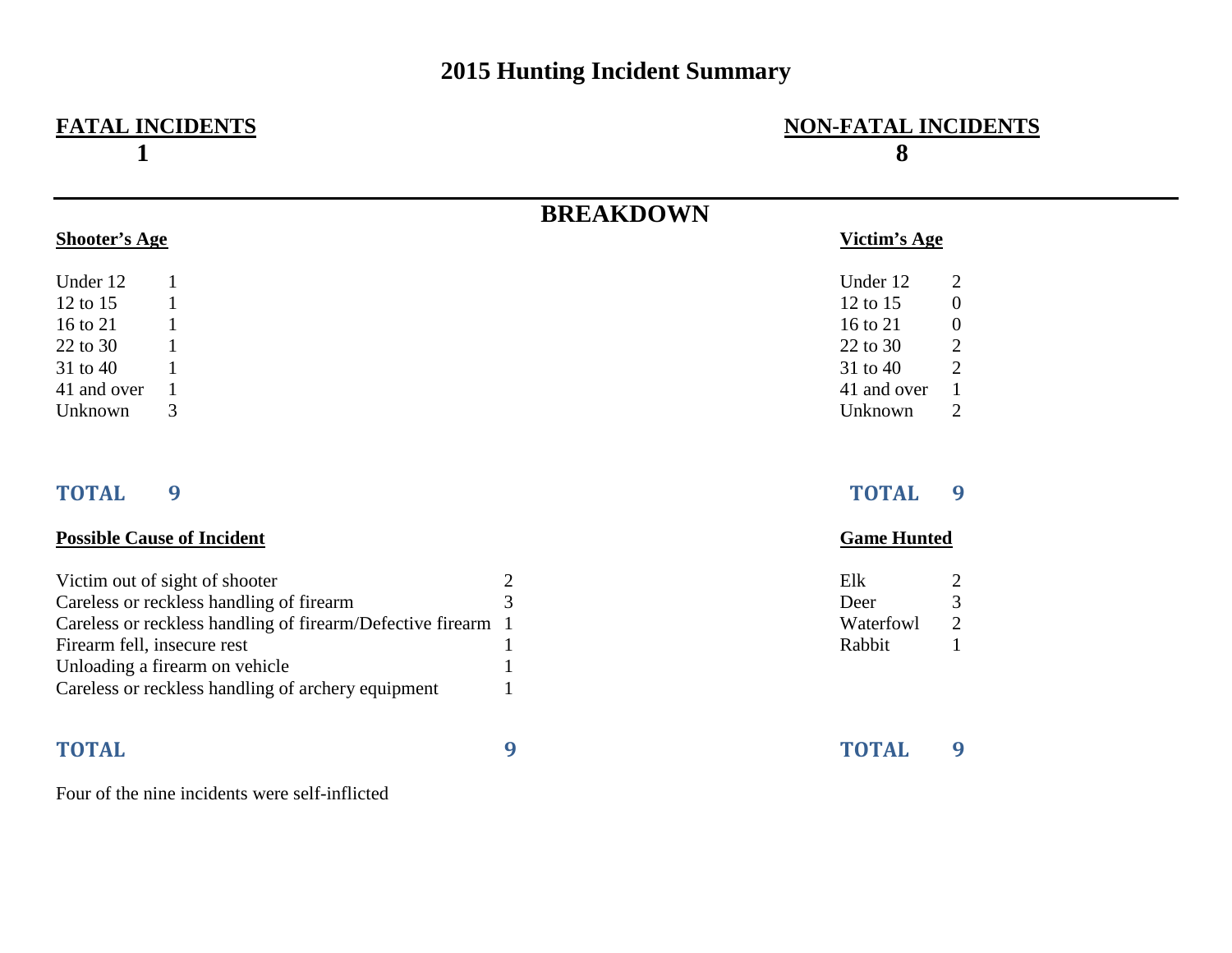# 2015 Hunting Incident Summary

**FATAL INCIDENTS**
**1**

**NON-FATAL INCIDENTS**
**8**

## BREAKDOWN

**Shooter's Age**

| Shooter's Age | |
|---|---|
| Under 12 | 1 |
| 12 to 15 | 1 |
| 16 to 21 | 1 |
| 22 to 30 | 1 |
| 31 to 40 | 1 |
| 41 and over | 1 |
| Unknown | 3 |
| **TOTAL** | **9** |

**Victim's Age**

| Victim's Age | |
|---|---|
| Under 12 | 2 |
| 12 to 15 | 0 |
| 16 to 21 | 0 |
| 22 to 30 | 2 |
| 31 to 40 | 2 |
| 41 and over | 1 |
| Unknown | 2 |
| **TOTAL** | **9** |

**Possible Cause of Incident**

| Possible Cause of Incident | |
|---|---|
| Victim out of sight of shooter | 2 |
| Careless or reckless handling of firearm | 3 |
| Careless or reckless handling of firearm/Defective firearm | 1 |
| Firearm fell, insecure rest | 1 |
| Unloading a firearm on vehicle | 1 |
| Careless or reckless handling of archery equipment | 1 |
| **TOTAL** | **9** |

**Game Hunted**

| Game Hunted | |
|---|---|
| Elk | 2 |
| Deer | 3 |
| Waterfowl | 2 |
| Rabbit | 1 |
| **TOTAL** | **9** |

Four of the nine incidents were self-inflicted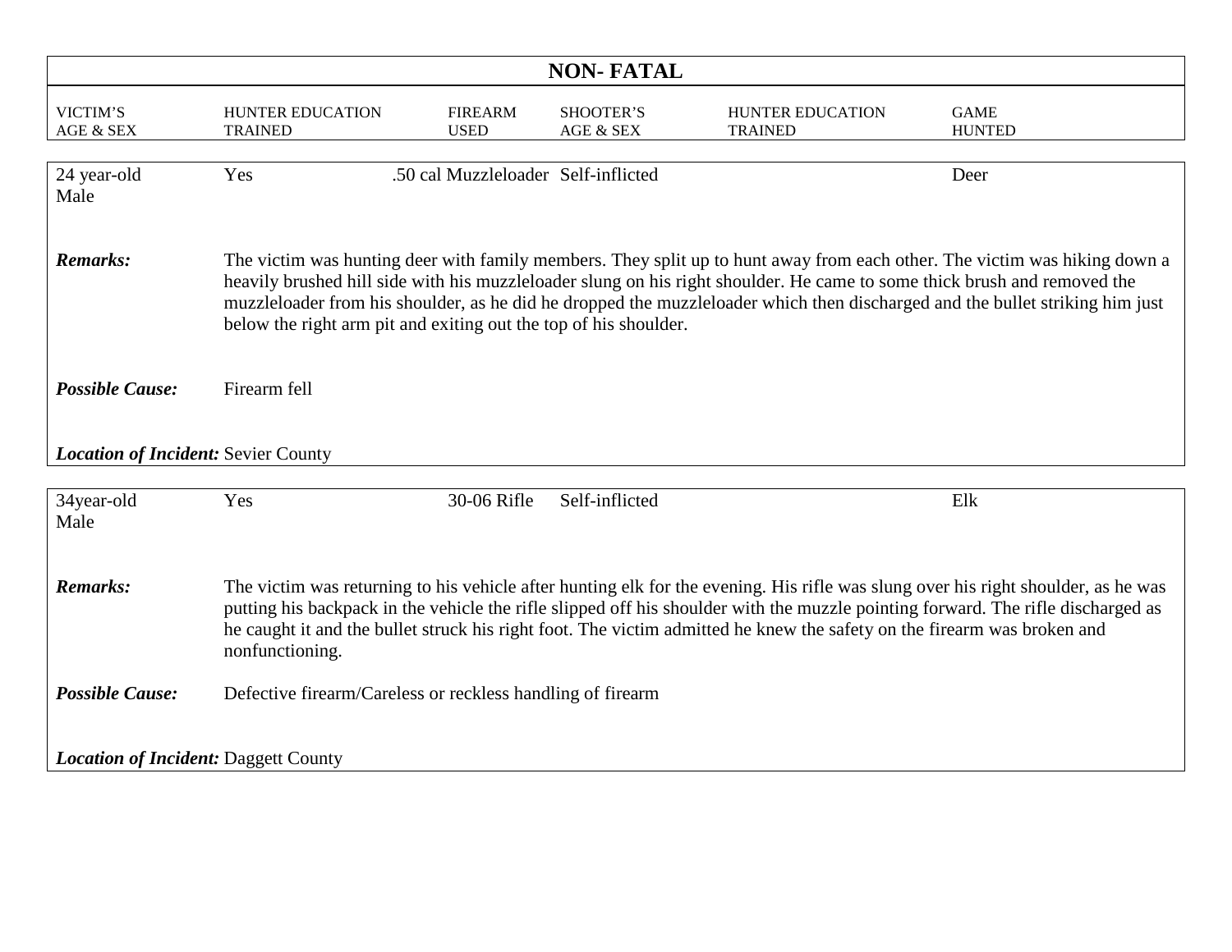## NON- FATAL

| VICTIM'S AGE & SEX | HUNTER EDUCATION TRAINED | FIREARM USED | SHOOTER'S AGE & SEX | HUNTER EDUCATION TRAINED | GAME HUNTED |
|---|---|---|---|---|---|
| 24 year-old Male | Yes | .50 cal Muzzleloader | Self-inflicted | | Deer |

***Remarks:*** The victim was hunting deer with family members. They split up to hunt away from each other. The victim was hiking down a heavily brushed hill side with his muzzleloader slung on his right shoulder. He came to some thick brush and removed the muzzleloader from his shoulder, as he did he dropped the muzzleloader which then discharged and the bullet striking him just below the right arm pit and exiting out the top of his shoulder.

***Possible Cause:*** Firearm fell

***Location of Incident:*** Sevier County

| VICTIM'S AGE & SEX | HUNTER EDUCATION TRAINED | FIREARM USED | SHOOTER'S AGE & SEX | HUNTER EDUCATION TRAINED | GAME HUNTED |
|---|---|---|---|---|---|
| 34year-old Male | Yes | 30-06 Rifle | Self-inflicted | | Elk |

***Remarks:*** The victim was returning to his vehicle after hunting elk for the evening. His rifle was slung over his right shoulder, as he was putting his backpack in the vehicle the rifle slipped off his shoulder with the muzzle pointing forward. The rifle discharged as he caught it and the bullet struck his right foot. The victim admitted he knew the safety on the firearm was broken and nonfunctioning.

***Possible Cause:*** Defective firearm/Careless or reckless handling of firearm

***Location of Incident:*** Daggett County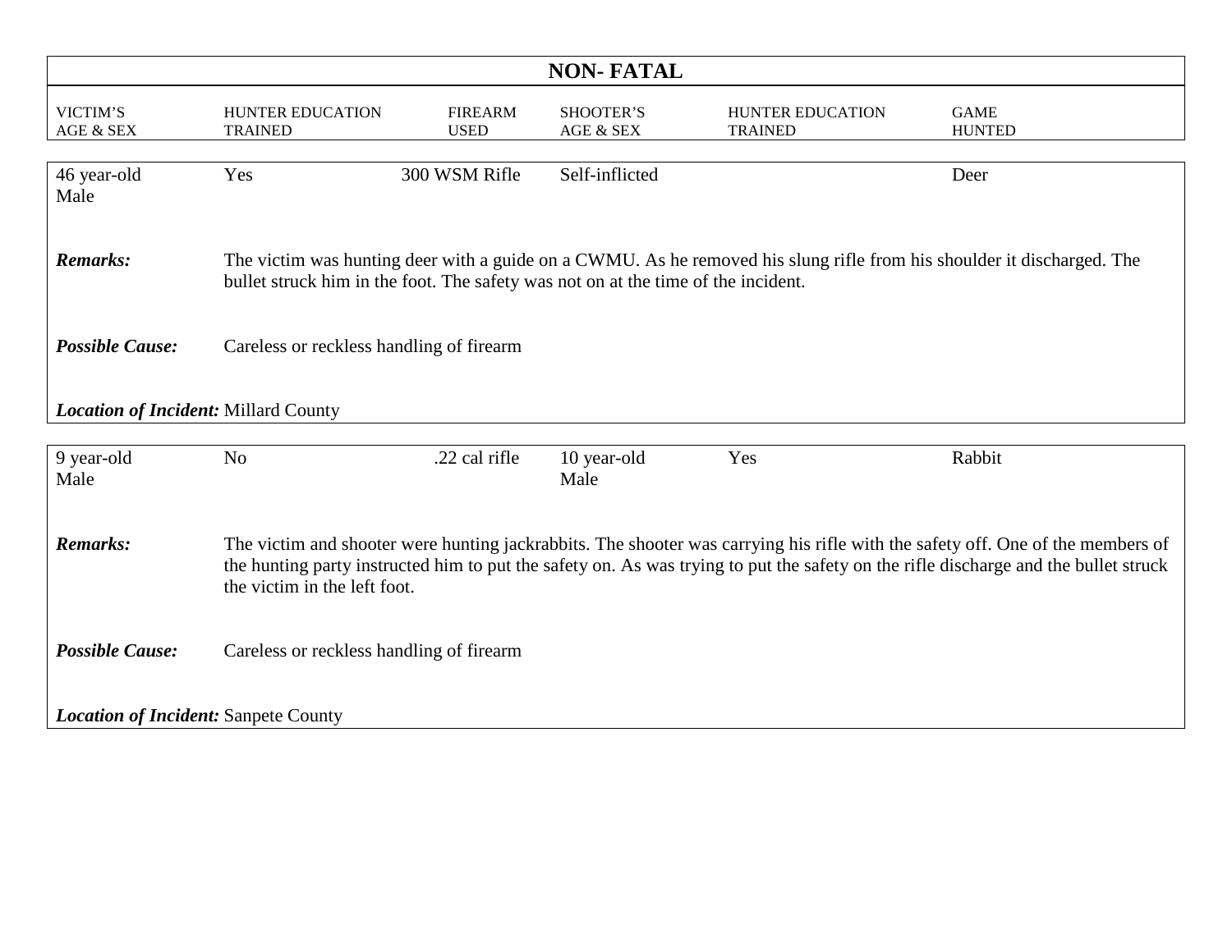## NON- FATAL

| VICTIM'S AGE & SEX | HUNTER EDUCATION TRAINED | FIREARM USED | SHOOTER'S AGE & SEX | HUNTER EDUCATION TRAINED | GAME HUNTED |
|---|---|---|---|---|---|
| 46 year-old Male | Yes | 300 WSM Rifle | Self-inflicted | | Deer |

***Remarks:*** The victim was hunting deer with a guide on a CWMU. As he removed his slung rifle from his shoulder it discharged. The bullet struck him in the foot. The safety was not on at the time of the incident.

***Possible Cause:*** Careless or reckless handling of firearm

***Location of Incident:*** Millard County

| VICTIM'S AGE & SEX | HUNTER EDUCATION TRAINED | FIREARM USED | SHOOTER'S AGE & SEX | HUNTER EDUCATION TRAINED | GAME HUNTED |
|---|---|---|---|---|---|
| 9 year-old Male | No | .22 cal rifle | 10 year-old Male | Yes | Rabbit |

***Remarks:*** The victim and shooter were hunting jackrabbits. The shooter was carrying his rifle with the safety off. One of the members of the hunting party instructed him to put the safety on. As was trying to put the safety on the rifle discharge and the bullet struck the victim in the left foot.

***Possible Cause:*** Careless or reckless handling of firearm

***Location of Incident:*** Sanpete County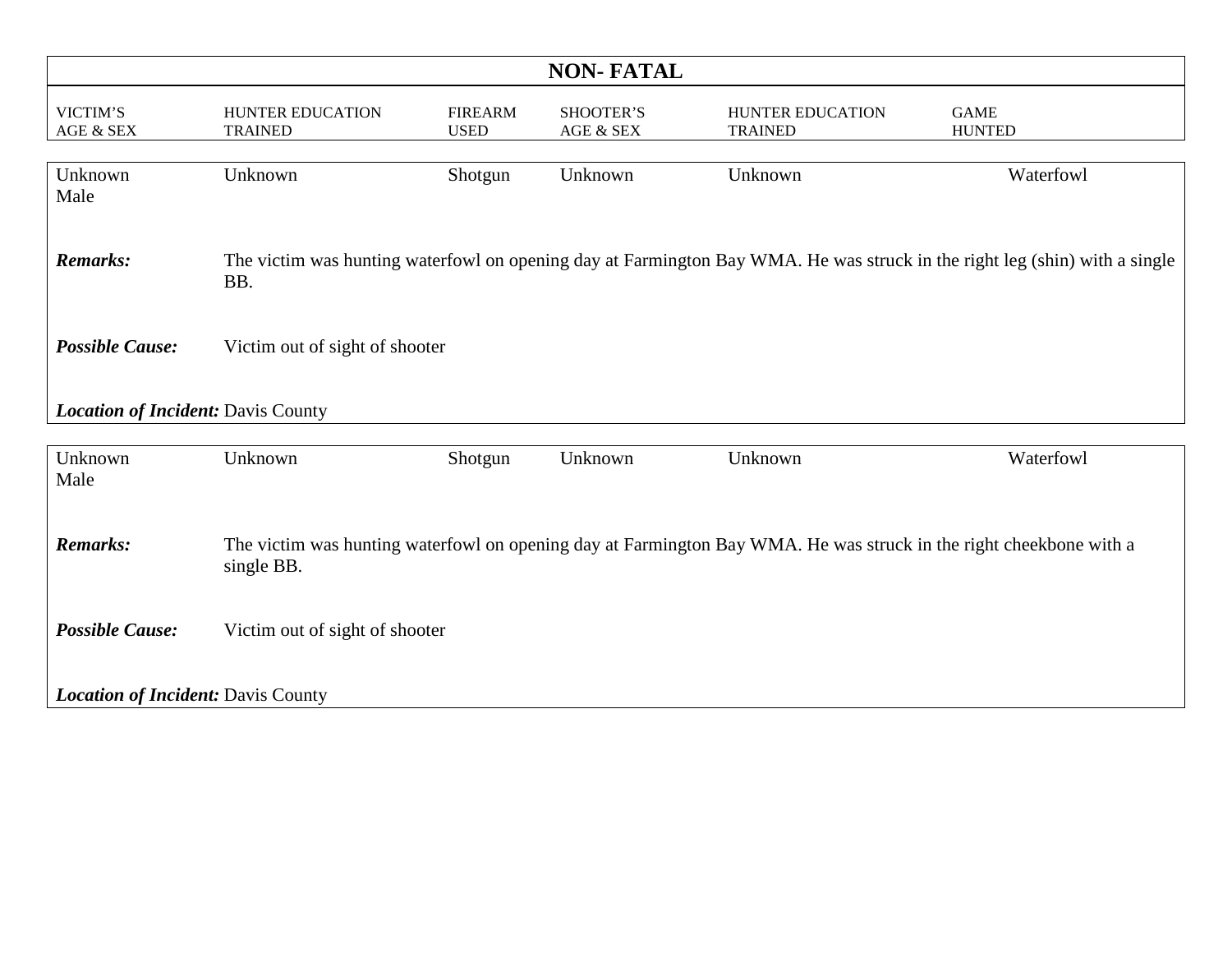## NON- FATAL

| VICTIM'S AGE & SEX | HUNTER EDUCATION TRAINED | FIREARM USED | SHOOTER'S AGE & SEX | HUNTER EDUCATION TRAINED | GAME HUNTED |
|---|---|---|---|---|---|
| Unknown Male | Unknown | Shotgun | Unknown | Unknown | Waterfowl |

***Remarks:*** The victim was hunting waterfowl on opening day at Farmington Bay WMA. He was struck in the right leg (shin) with a single BB.

***Possible Cause:*** Victim out of sight of shooter

***Location of Incident:*** Davis County

| VICTIM'S AGE & SEX | HUNTER EDUCATION TRAINED | FIREARM USED | SHOOTER'S AGE & SEX | HUNTER EDUCATION TRAINED | GAME HUNTED |
|---|---|---|---|---|---|
| Unknown Male | Unknown | Shotgun | Unknown | Unknown | Waterfowl |

***Remarks:*** The victim was hunting waterfowl on opening day at Farmington Bay WMA. He was struck in the right cheekbone with a single BB.

***Possible Cause:*** Victim out of sight of shooter

***Location of Incident:*** Davis County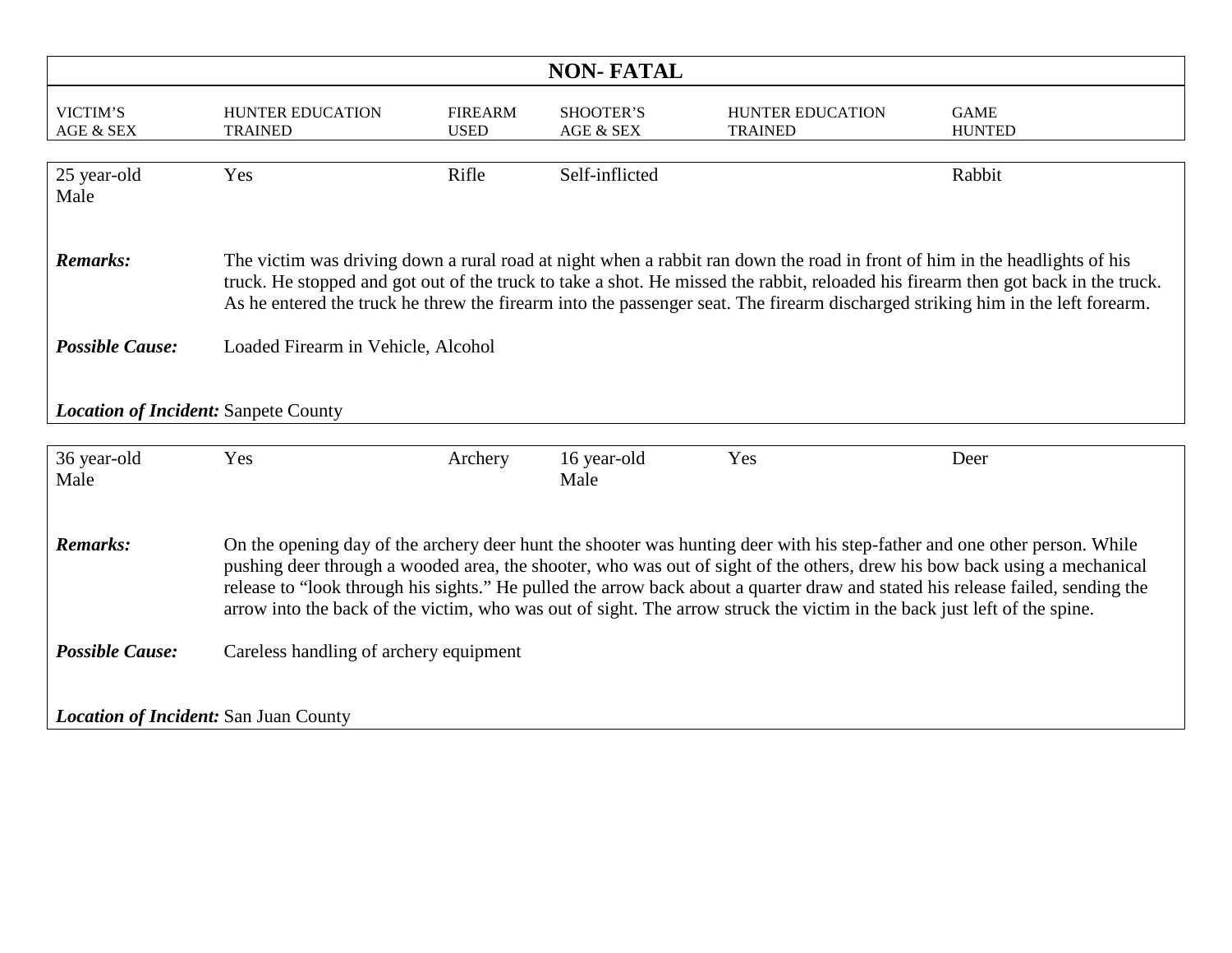## NON- FATAL

| VICTIM'S AGE & SEX | HUNTER EDUCATION TRAINED | FIREARM USED | SHOOTER'S AGE & SEX | HUNTER EDUCATION TRAINED | GAME HUNTED |
|---|---|---|---|---|---|
| 25 year-old Male | Yes | Rifle | Self-inflicted | | Rabbit |

***Remarks:*** The victim was driving down a rural road at night when a rabbit ran down the road in front of him in the headlights of his truck. He stopped and got out of the truck to take a shot. He missed the rabbit, reloaded his firearm then got back in the truck. As he entered the truck he threw the firearm into the passenger seat. The firearm discharged striking him in the left forearm.

***Possible Cause:*** Loaded Firearm in Vehicle, Alcohol

***Location of Incident:*** Sanpete County

| VICTIM'S AGE & SEX | HUNTER EDUCATION TRAINED | FIREARM USED | SHOOTER'S AGE & SEX | HUNTER EDUCATION TRAINED | GAME HUNTED |
|---|---|---|---|---|---|
| 36 year-old Male | Yes | Archery | 16 year-old Male | Yes | Deer |

***Remarks:*** On the opening day of the archery deer hunt the shooter was hunting deer with his step-father and one other person. While pushing deer through a wooded area, the shooter, who was out of sight of the others, drew his bow back using a mechanical release to "look through his sights." He pulled the arrow back about a quarter draw and stated his release failed, sending the arrow into the back of the victim, who was out of sight. The arrow struck the victim in the back just left of the spine.

***Possible Cause:*** Careless handling of archery equipment

***Location of Incident:*** San Juan County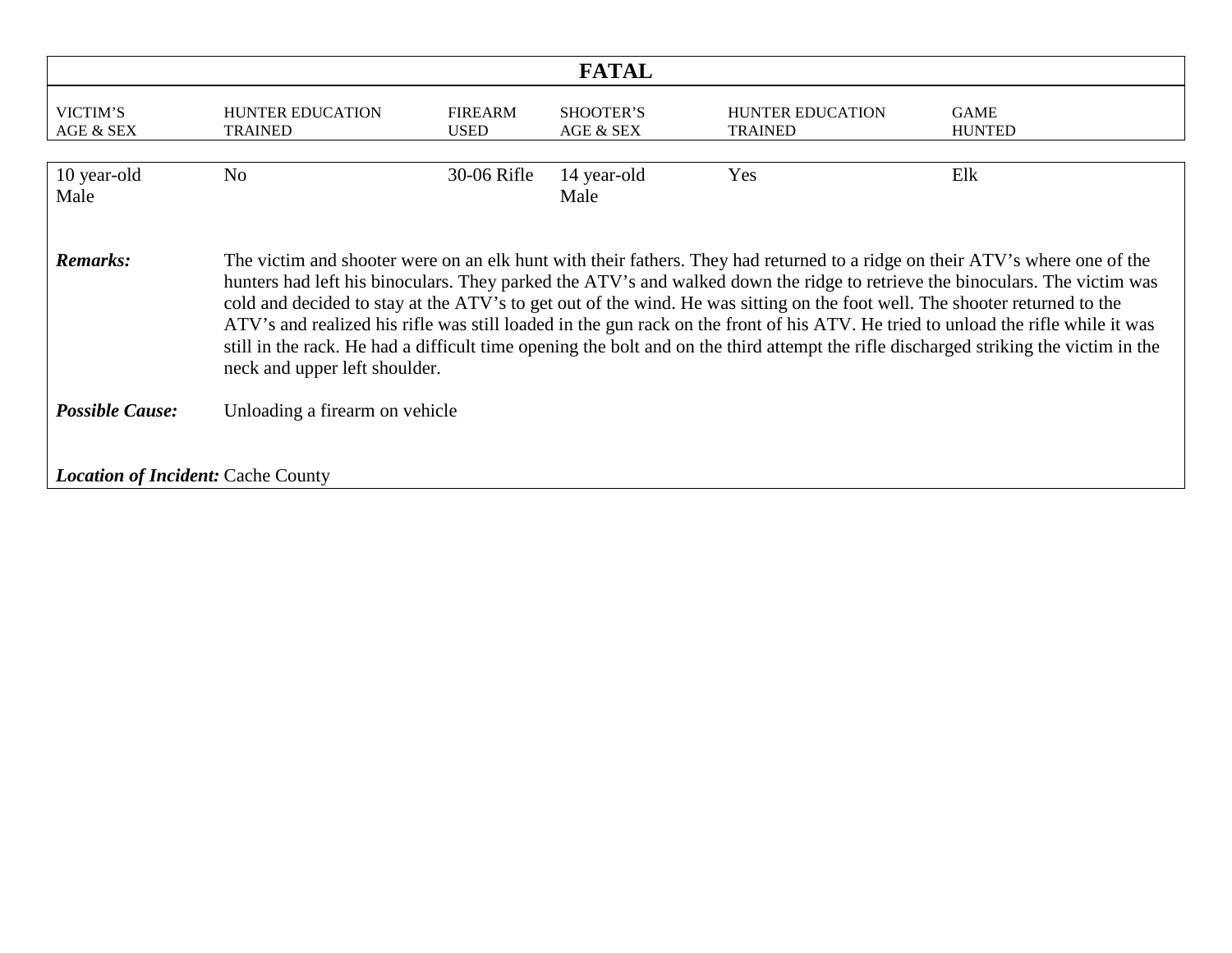## FATAL

| VICTIM'S AGE & SEX | HUNTER EDUCATION TRAINED | FIREARM USED | SHOOTER'S AGE & SEX | HUNTER EDUCATION TRAINED | GAME HUNTED |
|---|---|---|---|---|---|
| 10 year-old Male | No | 30-06 Rifle | 14 year-old Male | Yes | Elk |

***Remarks:*** The victim and shooter were on an elk hunt with their fathers. They had returned to a ridge on their ATV's where one of the hunters had left his binoculars. They parked the ATV's and walked down the ridge to retrieve the binoculars. The victim was cold and decided to stay at the ATV's to get out of the wind. He was sitting on the foot well. The shooter returned to the ATV's and realized his rifle was still loaded in the gun rack on the front of his ATV. He tried to unload the rifle while it was still in the rack. He had a difficult time opening the bolt and on the third attempt the rifle discharged striking the victim in the neck and upper left shoulder.

***Possible Cause:*** Unloading a firearm on vehicle

***Location of Incident:*** Cache County